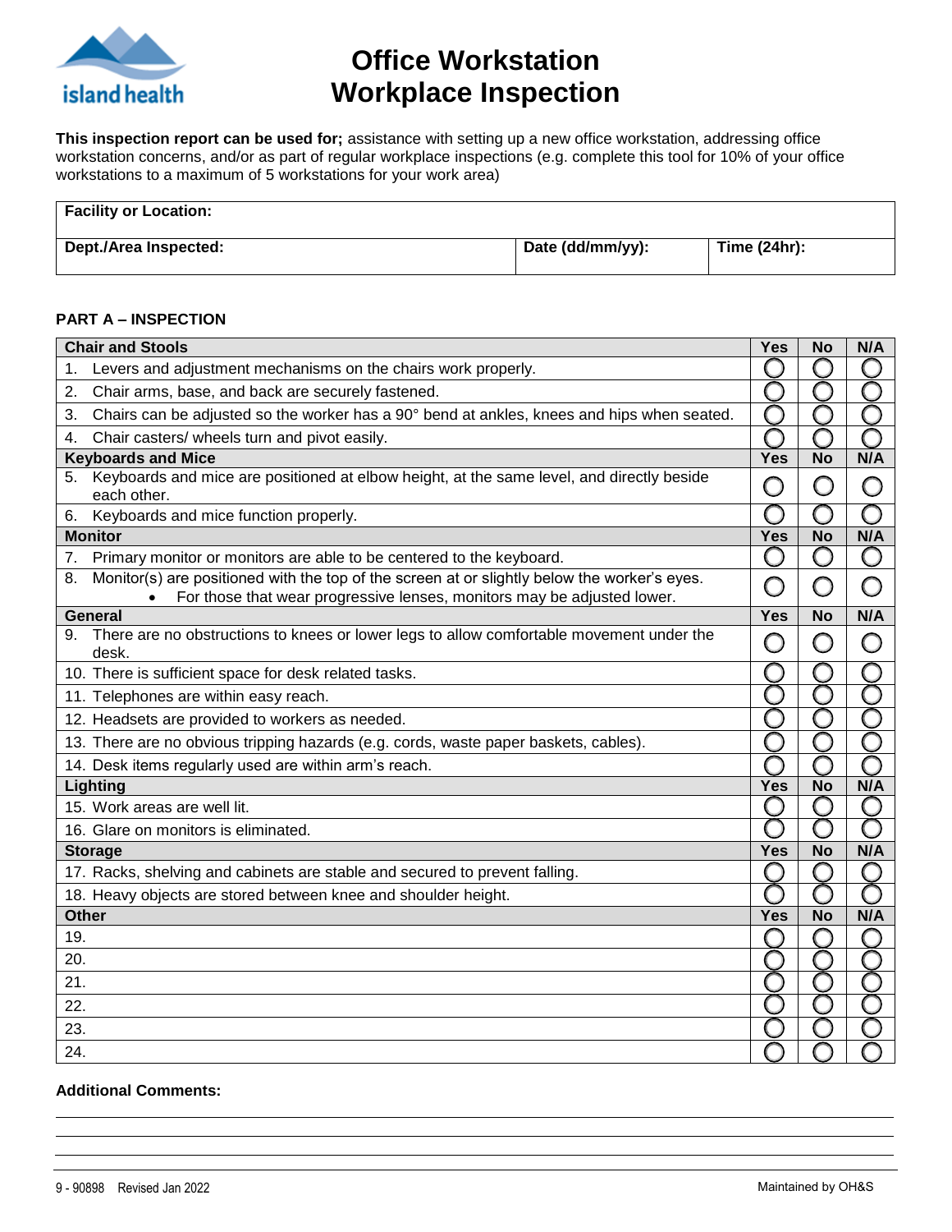# Office Workstation Workplace Inspection

**This inspection report can be used for;** assistance with setting up a new office workstation, addressing office workstation concerns, and/or as part of regular workplace inspections (e.g. complete this tool for 10% of your office workstations to a maximum of 5 workstations for your work area)

| **Facility or Location:** | | |
|---|---|---|
| **Dept./Area Inspected:** | **Date (dd/mm/yy):** | **Time (24hr):** |

**PART A – INSPECTION**

| **Chair and Stools** | **Yes** | **No** | **N/A** |
|---|---|---|---|
| 1. Levers and adjustment mechanisms on the chairs work properly. | ◯ | ◯ | ◯ |
| 2. Chair arms, base, and back are securely fastened. | ◯ | ◯ | ◯ |
| 3. Chairs can be adjusted so the worker has a 90° bend at ankles, knees and hips when seated. | ◯ | ◯ | ◯ |
| 4. Chair casters/ wheels turn and pivot easily. | ◯ | ◯ | ◯ |
| **Keyboards and Mice** | **Yes** | **No** | **N/A** |
| 5. Keyboards and mice are positioned at elbow height, at the same level, and directly beside each other. | ◯ | ◯ | ◯ |
| 6. Keyboards and mice function properly. | ◯ | ◯ | ◯ |
| **Monitor** | **Yes** | **No** | **N/A** |
| 7. Primary monitor or monitors are able to be centered to the keyboard. | ◯ | ◯ | ◯ |
| 8. Monitor(s) are positioned with the top of the screen at or slightly below the worker's eyes.<br>• For those that wear progressive lenses, monitors may be adjusted lower. | ◯ | ◯ | ◯ |
| **General** | **Yes** | **No** | **N/A** |
| 9. There are no obstructions to knees or lower legs to allow comfortable movement under the desk. | ◯ | ◯ | ◯ |
| 10. There is sufficient space for desk related tasks. | ◯ | ◯ | ◯ |
| 11. Telephones are within easy reach. | ◯ | ◯ | ◯ |
| 12. Headsets are provided to workers as needed. | ◯ | ◯ | ◯ |
| 13. There are no obvious tripping hazards (e.g. cords, waste paper baskets, cables). | ◯ | ◯ | ◯ |
| 14. Desk items regularly used are within arm's reach. | ◯ | ◯ | ◯ |
| **Lighting** | **Yes** | **No** | **N/A** |
| 15. Work areas are well lit. | ◯ | ◯ | ◯ |
| 16. Glare on monitors is eliminated. | ◯ | ◯ | ◯ |
| **Storage** | **Yes** | **No** | **N/A** |
| 17. Racks, shelving and cabinets are stable and secured to prevent falling. | ◯ | ◯ | ◯ |
| 18. Heavy objects are stored between knee and shoulder height. | ◯ | ◯ | ◯ |
| **Other** | **Yes** | **No** | **N/A** |
| 19. | ◯ | ◯ | ◯ |
| 20. | ◯ | ◯ | ◯ |
| 21. | ◯ | ◯ | ◯ |
| 22. | ◯ | ◯ | ◯ |
| 23. | ◯ | ◯ | ◯ |
| 24. | ◯ | ◯ | ◯ |

**Additional Comments:**

9 - 90898 Revised Jan 2022

Maintained by OH&S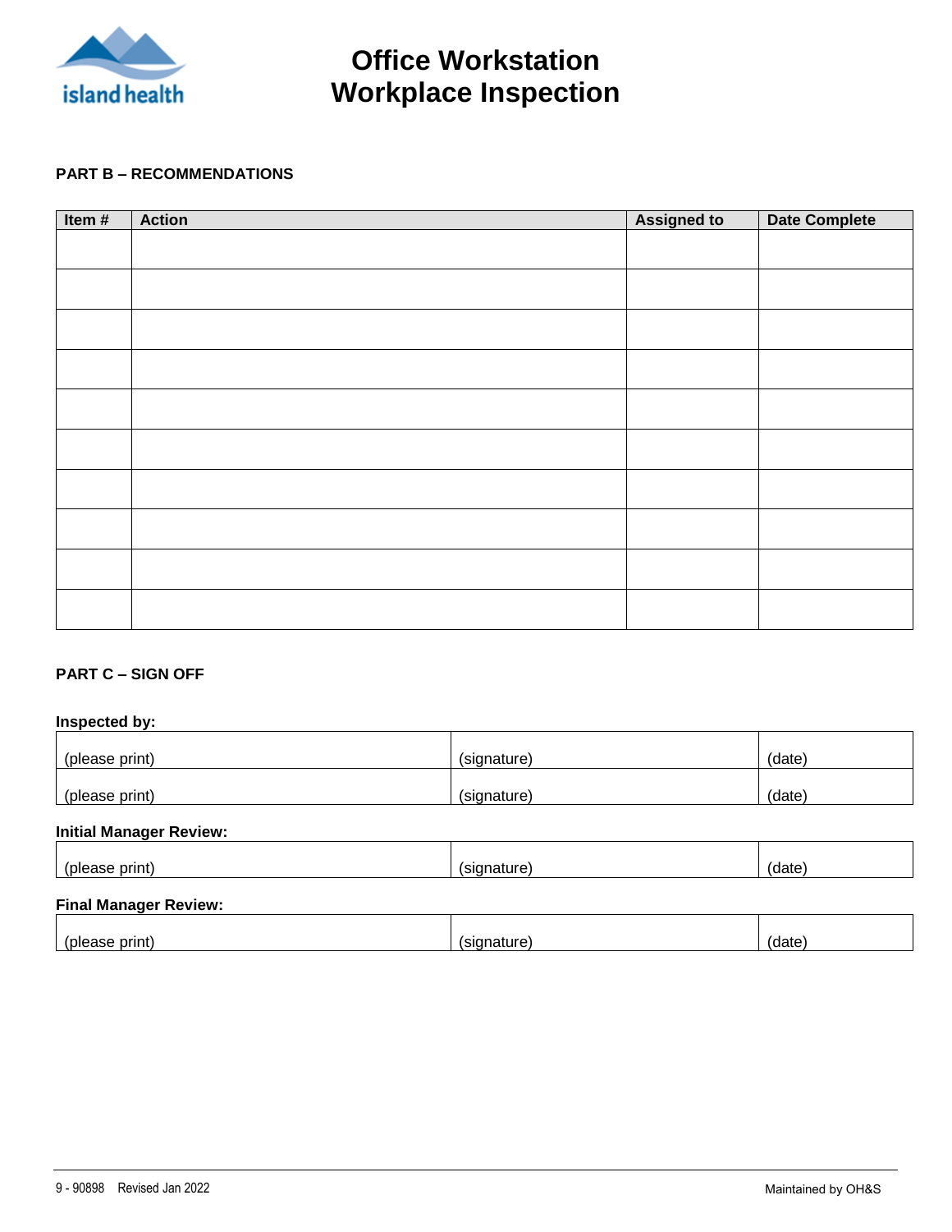# Office Workstation Workplace Inspection

**PART B – RECOMMENDATIONS**

| Item # | Action | Assigned to | Date Complete |
|---|---|---|---|
| | | | |
| | | | |
| | | | |
| | | | |
| | | | |
| | | | |
| | | | |
| | | | |
| | | | |
| | | | |

**PART C – SIGN OFF**

**Inspected by:**

| | | |
|---|---|---|
| (please print) | (signature) | (date) |
| (please print) | (signature) | (date) |

**Initial Manager Review:**

| | | |
|---|---|---|
| (please print) | (signature) | (date) |

**Final Manager Review:**

| | | |
|---|---|---|
| (please print) | (signature) | (date) |

9 - 90898 Revised Jan 2022 Maintained by OH&S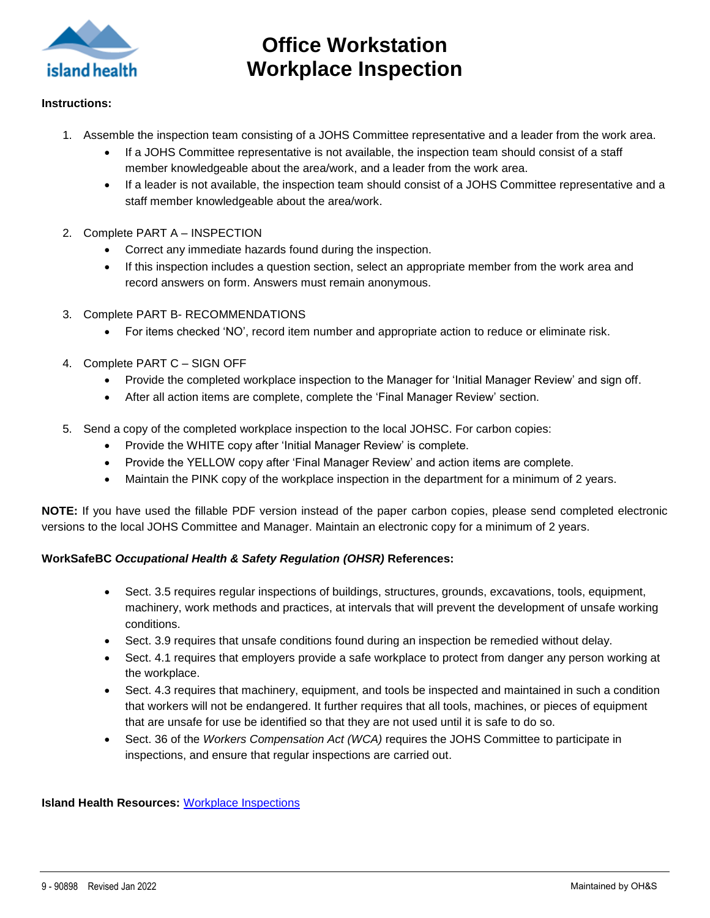# Office Workstation Workplace Inspection

**Instructions:**

1. Assemble the inspection team consisting of a JOHS Committee representative and a leader from the work area.
   - If a JOHS Committee representative is not available, the inspection team should consist of a staff member knowledgeable about the area/work, and a leader from the work area.
   - If a leader is not available, the inspection team should consist of a JOHS Committee representative and a staff member knowledgeable about the area/work.

2. Complete PART A – INSPECTION
   - Correct any immediate hazards found during the inspection.
   - If this inspection includes a question section, select an appropriate member from the work area and record answers on form. Answers must remain anonymous.

3. Complete PART B- RECOMMENDATIONS
   - For items checked 'NO', record item number and appropriate action to reduce or eliminate risk.

4. Complete PART C – SIGN OFF
   - Provide the completed workplace inspection to the Manager for 'Initial Manager Review' and sign off.
   - After all action items are complete, complete the 'Final Manager Review' section.

5. Send a copy of the completed workplace inspection to the local JOHSC. For carbon copies:
   - Provide the WHITE copy after 'Initial Manager Review' is complete.
   - Provide the YELLOW copy after 'Final Manager Review' and action items are complete.
   - Maintain the PINK copy of the workplace inspection in the department for a minimum of 2 years.

**NOTE:** If you have used the fillable PDF version instead of the paper carbon copies, please send completed electronic versions to the local JOHS Committee and Manager. Maintain an electronic copy for a minimum of 2 years.

**WorkSafeBC *Occupational Health & Safety Regulation (OHSR)* References:**

- Sect. 3.5 requires regular inspections of buildings, structures, grounds, excavations, tools, equipment, machinery, work methods and practices, at intervals that will prevent the development of unsafe working conditions.
- Sect. 3.9 requires that unsafe conditions found during an inspection be remedied without delay.
- Sect. 4.1 requires that employers provide a safe workplace to protect from danger any person working at the workplace.
- Sect. 4.3 requires that machinery, equipment, and tools be inspected and maintained in such a condition that workers will not be endangered. It further requires that all tools, machines, or pieces of equipment that are unsafe for use be identified so that they are not used until it is safe to do so.
- Sect. 36 of the *Workers Compensation Act (WCA)* requires the JOHS Committee to participate in inspections, and ensure that regular inspections are carried out.

**Island Health Resources:** Workplace Inspections

9 - 90898 Revised Jan 2022 Maintained by OH&S